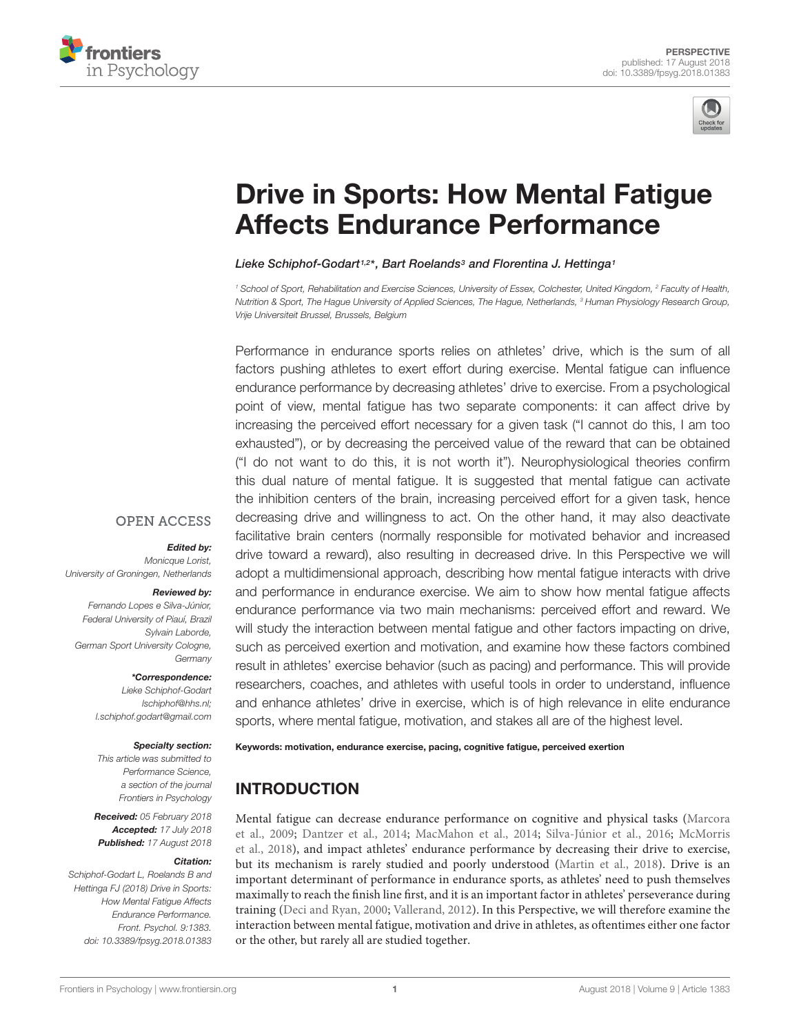PERSPECTIVE
published: 17 August 2018
doi: 10.3389/fpsyg.2018.01383

# Drive in Sports: How Mental Fatigue Affects Endurance Performance

*Lieke Schiphof-Godart[1,2]\*, Bart Roelands[3] and Florentina J. Hettinga[1]*

[1] School of Sport, Rehabilitation and Exercise Sciences, University of Essex, Colchester, United Kingdom, [2] Faculty of Health, Nutrition & Sport, The Hague University of Applied Sciences, The Hague, Netherlands, [3] Human Physiology Research Group, Vrije Universiteit Brussel, Brussels, Belgium

Performance in endurance sports relies on athletes' drive, which is the sum of all factors pushing athletes to exert effort during exercise. Mental fatigue can influence endurance performance by decreasing athletes' drive to exercise. From a psychological point of view, mental fatigue has two separate components: it can affect drive by increasing the perceived effort necessary for a given task ("I cannot do this, I am too exhausted"), or by decreasing the perceived value of the reward that can be obtained ("I do not want to do this, it is not worth it"). Neurophysiological theories confirm this dual nature of mental fatigue. It is suggested that mental fatigue can activate the inhibition centers of the brain, increasing perceived effort for a given task, hence decreasing drive and willingness to act. On the other hand, it may also deactivate facilitative brain centers (normally responsible for motivated behavior and increased drive toward a reward), also resulting in decreased drive. In this Perspective we will adopt a multidimensional approach, describing how mental fatigue interacts with drive and performance in endurance exercise. We aim to show how mental fatigue affects endurance performance via two main mechanisms: perceived effort and reward. We will study the interaction between mental fatigue and other factors impacting on drive, such as perceived exertion and motivation, and examine how these factors combined result in athletes' exercise behavior (such as pacing) and performance. This will provide researchers, coaches, and athletes with useful tools in order to understand, influence and enhance athletes' drive in exercise, which is of high relevance in elite endurance sports, where mental fatigue, motivation, and stakes all are of the highest level.

**Keywords: motivation, endurance exercise, pacing, cognitive fatigue, perceived exertion**

OPEN ACCESS

***Edited by:***
Monicque Lorist,
University of Groningen, Netherlands

***Reviewed by:***
Fernando Lopes e Silva-Júnior,
Federal University of Piauí, Brazil
Sylvain Laborde,
German Sport University Cologne,
Germany

***\*Correspondence:***
Lieke Schiphof-Godart
lschiphof@hhs.nl;
l.schiphof.godart@gmail.com

***Specialty section:***
This article was submitted to
Performance Science,
a section of the journal
Frontiers in Psychology

***Received:*** 05 February 2018
***Accepted:*** 17 July 2018
***Published:*** 17 August 2018

***Citation:***
Schiphof-Godart L, Roelands B and
Hettinga FJ (2018) Drive in Sports:
How Mental Fatigue Affects
Endurance Performance.
Front. Psychol. 9:1383.
doi: 10.3389/fpsyg.2018.01383

## INTRODUCTION

Mental fatigue can decrease endurance performance on cognitive and physical tasks (Marcora et al., 2009; Dantzer et al., 2014; MacMahon et al., 2014; Silva-Júnior et al., 2016; McMorris et al., 2018), and impact athletes' endurance performance by decreasing their drive to exercise, but its mechanism is rarely studied and poorly understood (Martin et al., 2018). Drive is an important determinant of performance in endurance sports, as athletes' need to push themselves maximally to reach the finish line first, and it is an important factor in athletes' perseverance during training (Deci and Ryan, 2000; Vallerand, 2012). In this Perspective, we will therefore examine the interaction between mental fatigue, motivation and drive in athletes, as oftentimes either one factor or the other, but rarely all are studied together.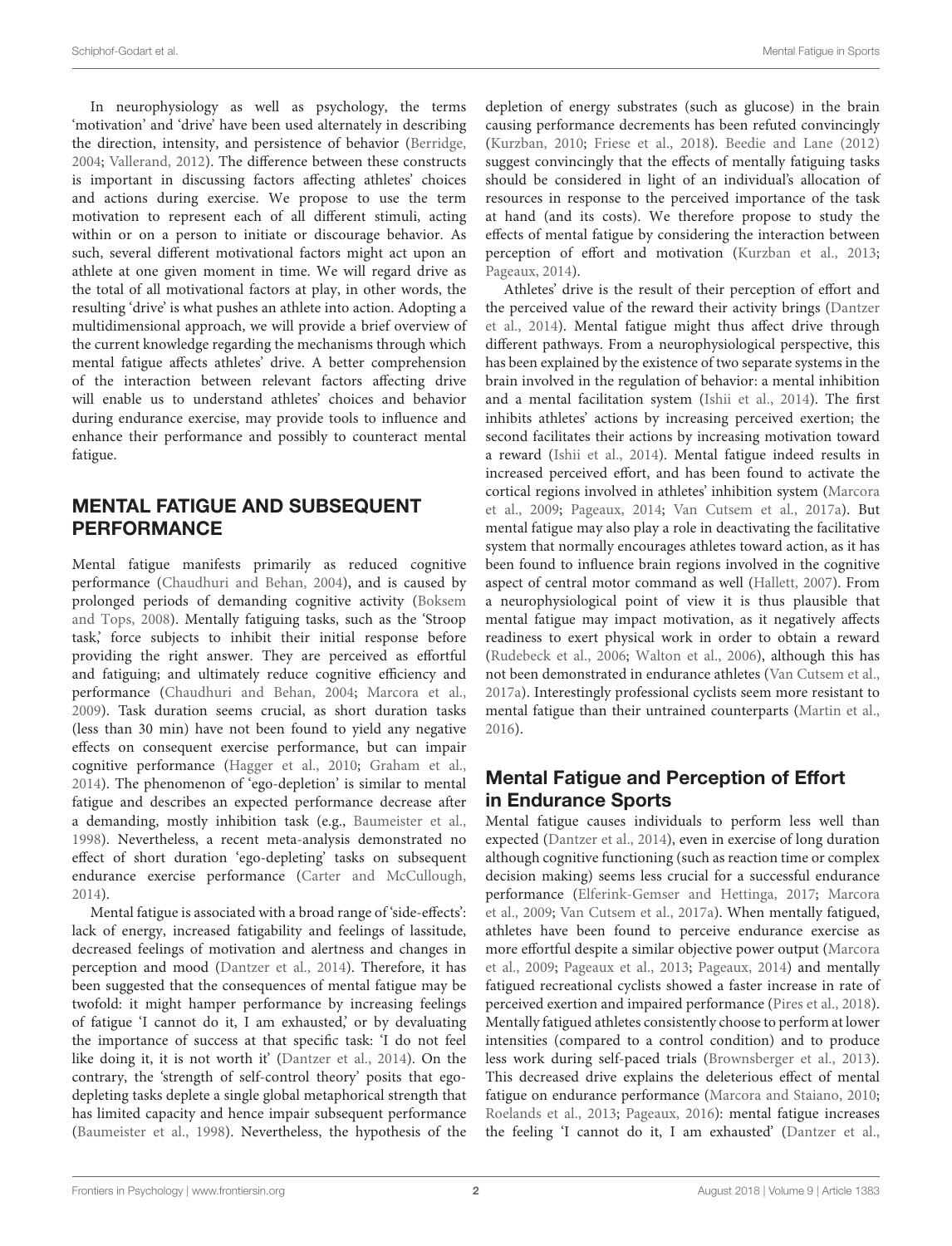In neurophysiology as well as psychology, the terms 'motivation' and 'drive' have been used alternately in describing the direction, intensity, and persistence of behavior (Berridge, 2004; Vallerand, 2012). The difference between these constructs is important in discussing factors affecting athletes' choices and actions during exercise. We propose to use the term motivation to represent each of all different stimuli, acting within or on a person to initiate or discourage behavior. As such, several different motivational factors might act upon an athlete at one given moment in time. We will regard drive as the total of all motivational factors at play, in other words, the resulting 'drive' is what pushes an athlete into action. Adopting a multidimensional approach, we will provide a brief overview of the current knowledge regarding the mechanisms through which mental fatigue affects athletes' drive. A better comprehension of the interaction between relevant factors affecting drive will enable us to understand athletes' choices and behavior during endurance exercise, may provide tools to influence and enhance their performance and possibly to counteract mental fatigue.

## MENTAL FATIGUE AND SUBSEQUENT PERFORMANCE

Mental fatigue manifests primarily as reduced cognitive performance (Chaudhuri and Behan, 2004), and is caused by prolonged periods of demanding cognitive activity (Boksem and Tops, 2008). Mentally fatiguing tasks, such as the 'Stroop task,' force subjects to inhibit their initial response before providing the right answer. They are perceived as effortful and fatiguing; and ultimately reduce cognitive efficiency and performance (Chaudhuri and Behan, 2004; Marcora et al., 2009). Task duration seems crucial, as short duration tasks (less than 30 min) have not been found to yield any negative effects on consequent exercise performance, but can impair cognitive performance (Hagger et al., 2010; Graham et al., 2014). The phenomenon of 'ego-depletion' is similar to mental fatigue and describes an expected performance decrease after a demanding, mostly inhibition task (e.g., Baumeister et al., 1998). Nevertheless, a recent meta-analysis demonstrated no effect of short duration 'ego-depleting' tasks on subsequent endurance exercise performance (Carter and McCullough, 2014).

Mental fatigue is associated with a broad range of 'side-effects': lack of energy, increased fatigability and feelings of lassitude, decreased feelings of motivation and alertness and changes in perception and mood (Dantzer et al., 2014). Therefore, it has been suggested that the consequences of mental fatigue may be twofold: it might hamper performance by increasing feelings of fatigue 'I cannot do it, I am exhausted,' or by devaluating the importance of success at that specific task: 'I do not feel like doing it, it is not worth it' (Dantzer et al., 2014). On the contrary, the 'strength of self-control theory' posits that ego-depleting tasks deplete a single global metaphorical strength that has limited capacity and hence impair subsequent performance (Baumeister et al., 1998). Nevertheless, the hypothesis of the depletion of energy substrates (such as glucose) in the brain causing performance decrements has been refuted convincingly (Kurzban, 2010; Friese et al., 2018). Beedie and Lane (2012) suggest convincingly that the effects of mentally fatiguing tasks should be considered in light of an individual's allocation of resources in response to the perceived importance of the task at hand (and its costs). We therefore propose to study the effects of mental fatigue by considering the interaction between perception of effort and motivation (Kurzban et al., 2013; Pageaux, 2014).

Athletes' drive is the result of their perception of effort and the perceived value of the reward their activity brings (Dantzer et al., 2014). Mental fatigue might thus affect drive through different pathways. From a neurophysiological perspective, this has been explained by the existence of two separate systems in the brain involved in the regulation of behavior: a mental inhibition and a mental facilitation system (Ishii et al., 2014). The first inhibits athletes' actions by increasing perceived exertion; the second facilitates their actions by increasing motivation toward a reward (Ishii et al., 2014). Mental fatigue indeed results in increased perceived effort, and has been found to activate the cortical regions involved in athletes' inhibition system (Marcora et al., 2009; Pageaux, 2014; Van Cutsem et al., 2017a). But mental fatigue may also play a role in deactivating the facilitative system that normally encourages athletes toward action, as it has been found to influence brain regions involved in the cognitive aspect of central motor command as well (Hallett, 2007). From a neurophysiological point of view it is thus plausible that mental fatigue may impact motivation, as it negatively affects readiness to exert physical work in order to obtain a reward (Rudebeck et al., 2006; Walton et al., 2006), although this has not been demonstrated in endurance athletes (Van Cutsem et al., 2017a). Interestingly professional cyclists seem more resistant to mental fatigue than their untrained counterparts (Martin et al., 2016).

### Mental Fatigue and Perception of Effort in Endurance Sports

Mental fatigue causes individuals to perform less well than expected (Dantzer et al., 2014), even in exercise of long duration although cognitive functioning (such as reaction time or complex decision making) seems less crucial for a successful endurance performance (Elferink-Gemser and Hettinga, 2017; Marcora et al., 2009; Van Cutsem et al., 2017a). When mentally fatigued, athletes have been found to perceive endurance exercise as more effortful despite a similar objective power output (Marcora et al., 2009; Pageaux et al., 2013; Pageaux, 2014) and mentally fatigued recreational cyclists showed a faster increase in rate of perceived exertion and impaired performance (Pires et al., 2018). Mentally fatigued athletes consistently choose to perform at lower intensities (compared to a control condition) and to produce less work during self-paced trials (Brownsberger et al., 2013). This decreased drive explains the deleterious effect of mental fatigue on endurance performance (Marcora and Staiano, 2010; Roelands et al., 2013; Pageaux, 2016): mental fatigue increases the feeling 'I cannot do it, I am exhausted' (Dantzer et al.,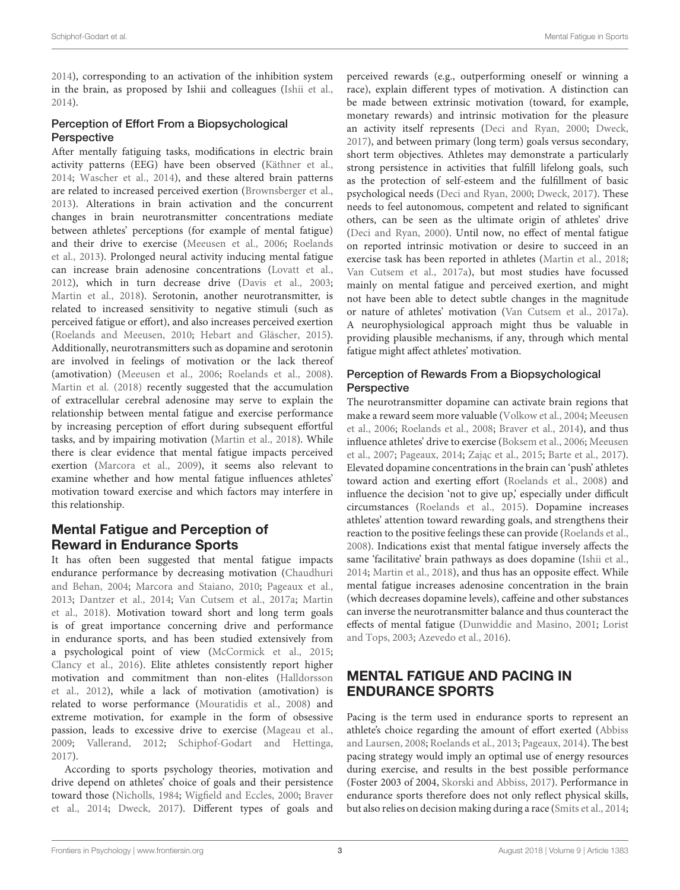2014), corresponding to an activation of the inhibition system in the brain, as proposed by Ishii and colleagues (Ishii et al., 2014).

### Perception of Effort From a Biopsychological Perspective

After mentally fatiguing tasks, modifications in electric brain activity patterns (EEG) have been observed (Käthner et al., 2014; Wascher et al., 2014), and these altered brain patterns are related to increased perceived exertion (Brownsberger et al., 2013). Alterations in brain activation and the concurrent changes in brain neurotransmitter concentrations mediate between athletes' perceptions (for example of mental fatigue) and their drive to exercise (Meeusen et al., 2006; Roelands et al., 2013). Prolonged neural activity inducing mental fatigue can increase brain adenosine concentrations (Lovatt et al., 2012), which in turn decrease drive (Davis et al., 2003; Martin et al., 2018). Serotonin, another neurotransmitter, is related to increased sensitivity to negative stimuli (such as perceived fatigue or effort), and also increases perceived exertion (Roelands and Meeusen, 2010; Hebart and Gläscher, 2015). Additionally, neurotransmitters such as dopamine and serotonin are involved in feelings of motivation or the lack thereof (amotivation) (Meeusen et al., 2006; Roelands et al., 2008). Martin et al. (2018) recently suggested that the accumulation of extracellular cerebral adenosine may serve to explain the relationship between mental fatigue and exercise performance by increasing perception of effort during subsequent effortful tasks, and by impairing motivation (Martin et al., 2018). While there is clear evidence that mental fatigue impacts perceived exertion (Marcora et al., 2009), it seems also relevant to examine whether and how mental fatigue influences athletes' motivation toward exercise and which factors may interfere in this relationship.

## Mental Fatigue and Perception of Reward in Endurance Sports

It has often been suggested that mental fatigue impacts endurance performance by decreasing motivation (Chaudhuri and Behan, 2004; Marcora and Staiano, 2010; Pageaux et al., 2013; Dantzer et al., 2014; Van Cutsem et al., 2017a; Martin et al., 2018). Motivation toward short and long term goals is of great importance concerning drive and performance in endurance sports, and has been studied extensively from a psychological point of view (McCormick et al., 2015; Clancy et al., 2016). Elite athletes consistently report higher motivation and commitment than non-elites (Halldorsson et al., 2012), while a lack of motivation (amotivation) is related to worse performance (Mouratidis et al., 2008) and extreme motivation, for example in the form of obsessive passion, leads to excessive drive to exercise (Mageau et al., 2009; Vallerand, 2012; Schiphof-Godart and Hettinga, 2017).

According to sports psychology theories, motivation and drive depend on athletes' choice of goals and their persistence toward those (Nicholls, 1984; Wigfield and Eccles, 2000; Braver et al., 2014; Dweck, 2017). Different types of goals and perceived rewards (e.g., outperforming oneself or winning a race), explain different types of motivation. A distinction can be made between extrinsic motivation (toward, for example, monetary rewards) and intrinsic motivation for the pleasure an activity itself represents (Deci and Ryan, 2000; Dweck, 2017), and between primary (long term) goals versus secondary, short term objectives. Athletes may demonstrate a particularly strong persistence in activities that fulfill lifelong goals, such as the protection of self-esteem and the fulfillment of basic psychological needs (Deci and Ryan, 2000; Dweck, 2017). These needs to feel autonomous, competent and related to significant others, can be seen as the ultimate origin of athletes' drive (Deci and Ryan, 2000). Until now, no effect of mental fatigue on reported intrinsic motivation or desire to succeed in an exercise task has been reported in athletes (Martin et al., 2018; Van Cutsem et al., 2017a), but most studies have focussed mainly on mental fatigue and perceived exertion, and might not have been able to detect subtle changes in the magnitude or nature of athletes' motivation (Van Cutsem et al., 2017a). A neurophysiological approach might thus be valuable in providing plausible mechanisms, if any, through which mental fatigue might affect athletes' motivation.

### Perception of Rewards From a Biopsychological Perspective

The neurotransmitter dopamine can activate brain regions that make a reward seem more valuable (Volkow et al., 2004; Meeusen et al., 2006; Roelands et al., 2008; Braver et al., 2014), and thus influence athletes' drive to exercise (Boksem et al., 2006; Meeusen et al., 2007; Pageaux, 2014; Zając et al., 2015; Barte et al., 2017). Elevated dopamine concentrations in the brain can 'push' athletes toward action and exerting effort (Roelands et al., 2008) and influence the decision 'not to give up,' especially under difficult circumstances (Roelands et al., 2015). Dopamine increases athletes' attention toward rewarding goals, and strengthens their reaction to the positive feelings these can provide (Roelands et al., 2008). Indications exist that mental fatigue inversely affects the same 'facilitative' brain pathways as does dopamine (Ishii et al., 2014; Martin et al., 2018), and thus has an opposite effect. While mental fatigue increases adenosine concentration in the brain (which decreases dopamine levels), caffeine and other substances can inverse the neurotransmitter balance and thus counteract the effects of mental fatigue (Dunwiddie and Masino, 2001; Lorist and Tops, 2003; Azevedo et al., 2016).

# MENTAL FATIGUE AND PACING IN ENDURANCE SPORTS

Pacing is the term used in endurance sports to represent an athlete's choice regarding the amount of effort exerted (Abbiss and Laursen, 2008; Roelands et al., 2013; Pageaux, 2014). The best pacing strategy would imply an optimal use of energy resources during exercise, and results in the best possible performance (Foster 2003 of 2004, Skorski and Abbiss, 2017). Performance in endurance sports therefore does not only reflect physical skills, but also relies on decision making during a race (Smits et al., 2014;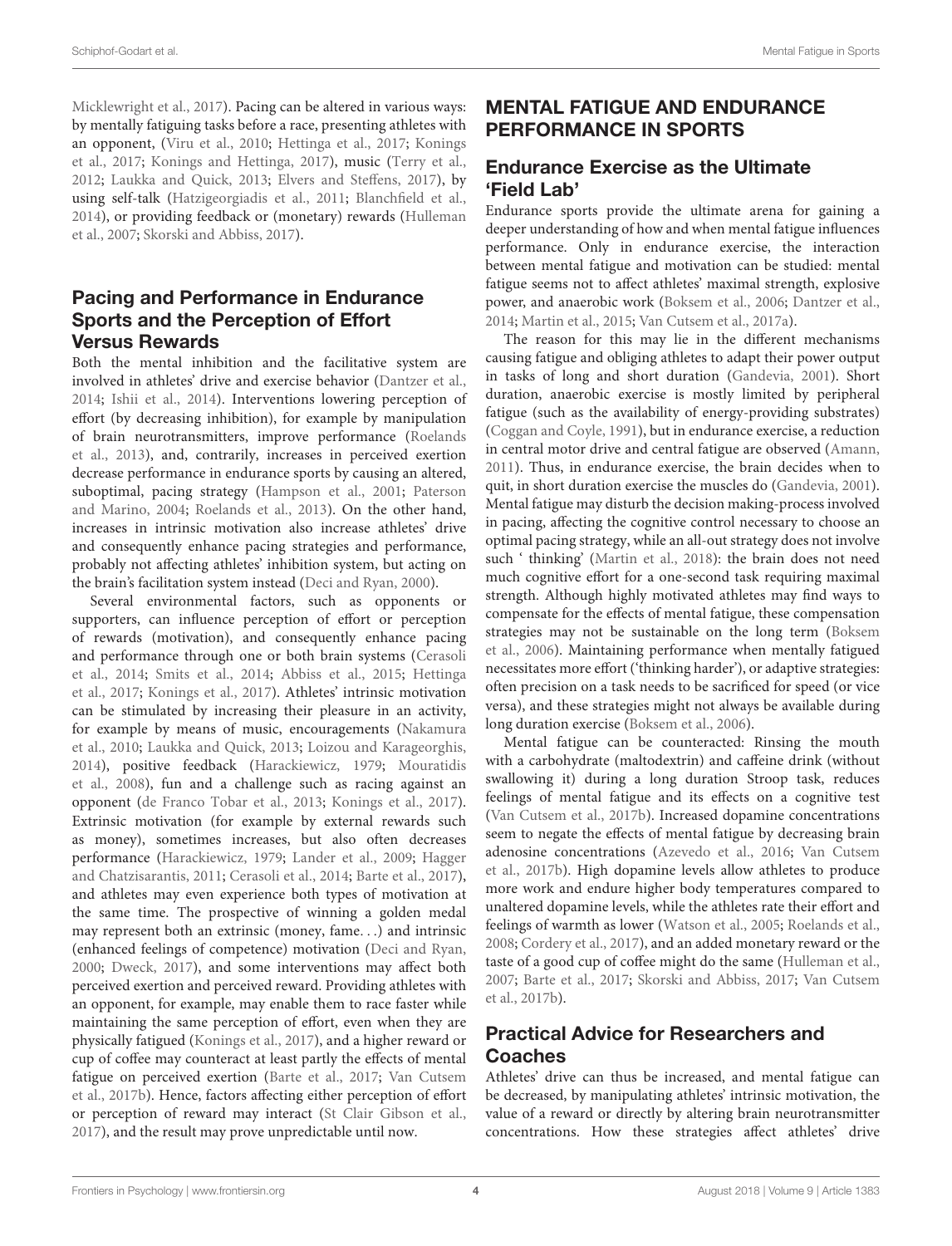Micklewright et al., 2017). Pacing can be altered in various ways: by mentally fatiguing tasks before a race, presenting athletes with an opponent, (Viru et al., 2010; Hettinga et al., 2017; Konings et al., 2017; Konings and Hettinga, 2017), music (Terry et al., 2012; Laukka and Quick, 2013; Elvers and Steffens, 2017), by using self-talk (Hatzigeorgiadis et al., 2011; Blanchfield et al., 2014), or providing feedback or (monetary) rewards (Hulleman et al., 2007; Skorski and Abbiss, 2017).

### Pacing and Performance in Endurance Sports and the Perception of Effort Versus Rewards

Both the mental inhibition and the facilitative system are involved in athletes' drive and exercise behavior (Dantzer et al., 2014; Ishii et al., 2014). Interventions lowering perception of effort (by decreasing inhibition), for example by manipulation of brain neurotransmitters, improve performance (Roelands et al., 2013), and, contrarily, increases in perceived exertion decrease performance in endurance sports by causing an altered, suboptimal, pacing strategy (Hampson et al., 2001; Paterson and Marino, 2004; Roelands et al., 2013). On the other hand, increases in intrinsic motivation also increase athletes' drive and consequently enhance pacing strategies and performance, probably not affecting athletes' inhibition system, but acting on the brain's facilitation system instead (Deci and Ryan, 2000).

Several environmental factors, such as opponents or supporters, can influence perception of effort or perception of rewards (motivation), and consequently enhance pacing and performance through one or both brain systems (Cerasoli et al., 2014; Smits et al., 2014; Abbiss et al., 2015; Hettinga et al., 2017; Konings et al., 2017). Athletes' intrinsic motivation can be stimulated by increasing their pleasure in an activity, for example by means of music, encouragements (Nakamura et al., 2010; Laukka and Quick, 2013; Loizou and Karageorghis, 2014), positive feedback (Harackiewicz, 1979; Mouratidis et al., 2008), fun and a challenge such as racing against an opponent (de Franco Tobar et al., 2013; Konings et al., 2017). Extrinsic motivation (for example by external rewards such as money), sometimes increases, but also often decreases performance (Harackiewicz, 1979; Lander et al., 2009; Hagger and Chatzisarantis, 2011; Cerasoli et al., 2014; Barte et al., 2017), and athletes may even experience both types of motivation at the same time. The prospective of winning a golden medal may represent both an extrinsic (money, fame...) and intrinsic (enhanced feelings of competence) motivation (Deci and Ryan, 2000; Dweck, 2017), and some interventions may affect both perceived exertion and perceived reward. Providing athletes with an opponent, for example, may enable them to race faster while maintaining the same perception of effort, even when they are physically fatigued (Konings et al., 2017), and a higher reward or cup of coffee may counteract at least partly the effects of mental fatigue on perceived exertion (Barte et al., 2017; Van Cutsem et al., 2017b). Hence, factors affecting either perception of effort or perception of reward may interact (St Clair Gibson et al., 2017), and the result may prove unpredictable until now.

## MENTAL FATIGUE AND ENDURANCE PERFORMANCE IN SPORTS

### Endurance Exercise as the Ultimate 'Field Lab'

Endurance sports provide the ultimate arena for gaining a deeper understanding of how and when mental fatigue influences performance. Only in endurance exercise, the interaction between mental fatigue and motivation can be studied: mental fatigue seems not to affect athletes' maximal strength, explosive power, and anaerobic work (Boksem et al., 2006; Dantzer et al., 2014; Martin et al., 2015; Van Cutsem et al., 2017a).

The reason for this may lie in the different mechanisms causing fatigue and obliging athletes to adapt their power output in tasks of long and short duration (Gandevia, 2001). Short duration, anaerobic exercise is mostly limited by peripheral fatigue (such as the availability of energy-providing substrates) (Coggan and Coyle, 1991), but in endurance exercise, a reduction in central motor drive and central fatigue are observed (Amann, 2011). Thus, in endurance exercise, the brain decides when to quit, in short duration exercise the muscles do (Gandevia, 2001). Mental fatigue may disturb the decision making-process involved in pacing, affecting the cognitive control necessary to choose an optimal pacing strategy, while an all-out strategy does not involve such ' thinking' (Martin et al., 2018): the brain does not need much cognitive effort for a one-second task requiring maximal strength. Although highly motivated athletes may find ways to compensate for the effects of mental fatigue, these compensation strategies may not be sustainable on the long term (Boksem et al., 2006). Maintaining performance when mentally fatigued necessitates more effort ('thinking harder'), or adaptive strategies: often precision on a task needs to be sacrificed for speed (or vice versa), and these strategies might not always be available during long duration exercise (Boksem et al., 2006).

Mental fatigue can be counteracted: Rinsing the mouth with a carbohydrate (maltodextrin) and caffeine drink (without swallowing it) during a long duration Stroop task, reduces feelings of mental fatigue and its effects on a cognitive test (Van Cutsem et al., 2017b). Increased dopamine concentrations seem to negate the effects of mental fatigue by decreasing brain adenosine concentrations (Azevedo et al., 2016; Van Cutsem et al., 2017b). High dopamine levels allow athletes to produce more work and endure higher body temperatures compared to unaltered dopamine levels, while the athletes rate their effort and feelings of warmth as lower (Watson et al., 2005; Roelands et al., 2008; Cordery et al., 2017), and an added monetary reward or the taste of a good cup of coffee might do the same (Hulleman et al., 2007; Barte et al., 2017; Skorski and Abbiss, 2017; Van Cutsem et al., 2017b).

### Practical Advice for Researchers and Coaches

Athletes' drive can thus be increased, and mental fatigue can be decreased, by manipulating athletes' intrinsic motivation, the value of a reward or directly by altering brain neurotransmitter concentrations. How these strategies affect athletes' drive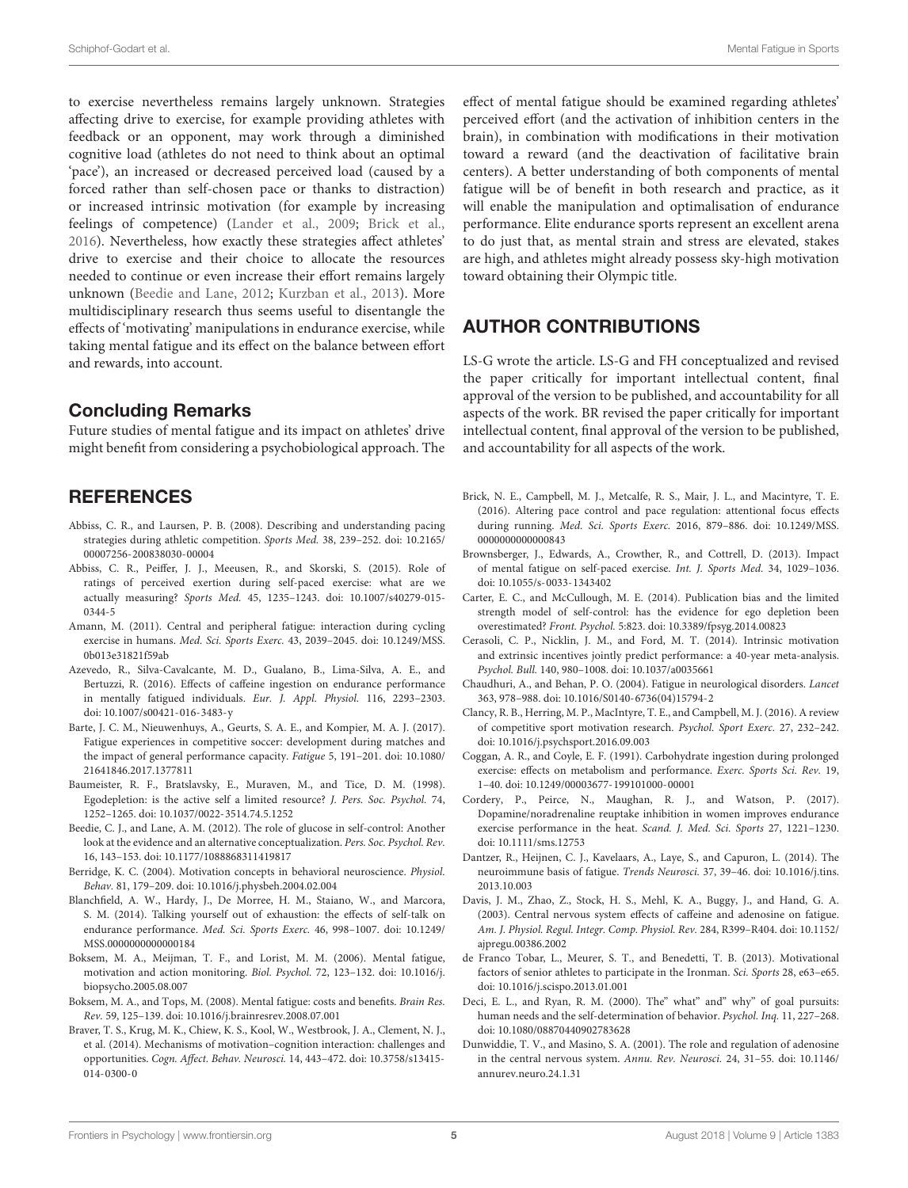to exercise nevertheless remains largely unknown. Strategies affecting drive to exercise, for example providing athletes with feedback or an opponent, may work through a diminished cognitive load (athletes do not need to think about an optimal 'pace'), an increased or decreased perceived load (caused by a forced rather than self-chosen pace or thanks to distraction) or increased intrinsic motivation (for example by increasing feelings of competence) (Lander et al., 2009; Brick et al., 2016). Nevertheless, how exactly these strategies affect athletes' drive to exercise and their choice to allocate the resources needed to continue or even increase their effort remains largely unknown (Beedie and Lane, 2012; Kurzban et al., 2013). More multidisciplinary research thus seems useful to disentangle the effects of 'motivating' manipulations in endurance exercise, while taking mental fatigue and its effect on the balance between effort and rewards, into account.

### Concluding Remarks

Future studies of mental fatigue and its impact on athletes' drive might benefit from considering a psychobiological approach. The effect of mental fatigue should be examined regarding athletes' perceived effort (and the activation of inhibition centers in the brain), in combination with modifications in their motivation toward a reward (and the deactivation of facilitative brain centers). A better understanding of both components of mental fatigue will be of benefit in both research and practice, as it will enable the manipulation and optimalisation of endurance performance. Elite endurance sports represent an excellent arena to do just that, as mental strain and stress are elevated, stakes are high, and athletes might already possess sky-high motivation toward obtaining their Olympic title.

## AUTHOR CONTRIBUTIONS

LS-G wrote the article. LS-G and FH conceptualized and revised the paper critically for important intellectual content, final approval of the version to be published, and accountability for all aspects of the work. BR revised the paper critically for important intellectual content, final approval of the version to be published, and accountability for all aspects of the work.

## REFERENCES

Abbiss, C. R., and Laursen, P. B. (2008). Describing and understanding pacing strategies during athletic competition. *Sports Med.* 38, 239–252. doi: 10.2165/00007256-200838030-00004

Abbiss, C. R., Peiffer, J. J., Meeusen, R., and Skorski, S. (2015). Role of ratings of perceived exertion during self-paced exercise: what are we actually measuring? *Sports Med.* 45, 1235–1243. doi: 10.1007/s40279-015-0344-5

Amann, M. (2011). Central and peripheral fatigue: interaction during cycling exercise in humans. *Med. Sci. Sports Exerc.* 43, 2039–2045. doi: 10.1249/MSS.0b013e31821f59ab

Azevedo, R., Silva-Cavalcante, M. D., Gualano, B., Lima-Silva, A. E., and Bertuzzi, R. (2016). Effects of caffeine ingestion on endurance performance in mentally fatigued individuals. *Eur. J. Appl. Physiol.* 116, 2293–2303. doi: 10.1007/s00421-016-3483-y

Barte, J. C. M., Nieuwenhuys, A., Geurts, S. A. E., and Kompier, M. A. J. (2017). Fatigue experiences in competitive soccer: development during matches and the impact of general performance capacity. *Fatigue* 5, 191–201. doi: 10.1080/21641846.2017.1377811

Baumeister, R. F., Bratslavsky, E., Muraven, M., and Tice, D. M. (1998). Egodepletion: is the active self a limited resource? *J. Pers. Soc. Psychol.* 74, 1252–1265. doi: 10.1037/0022-3514.74.5.1252

Beedie, C. J., and Lane, A. M. (2012). The role of glucose in self-control: Another look at the evidence and an alternative conceptualization. *Pers. Soc. Psychol. Rev.* 16, 143–153. doi: 10.1177/1088868311419817

Berridge, K. C. (2004). Motivation concepts in behavioral neuroscience. *Physiol. Behav.* 81, 179–209. doi: 10.1016/j.physbeh.2004.02.004

Blanchfield, A. W., Hardy, J., De Morree, H. M., Staiano, W., and Marcora, S. M. (2014). Talking yourself out of exhaustion: the effects of self-talk on endurance performance. *Med. Sci. Sports Exerc.* 46, 998–1007. doi: 10.1249/MSS.0000000000000184

Boksem, M. A., Meijman, T. F., and Lorist, M. M. (2006). Mental fatigue, motivation and action monitoring. *Biol. Psychol.* 72, 123–132. doi: 10.1016/j.biopsycho.2005.08.007

Boksem, M. A., and Tops, M. (2008). Mental fatigue: costs and benefits. *Brain Res. Rev.* 59, 125–139. doi: 10.1016/j.brainresrev.2008.07.001

Braver, T. S., Krug, M. K., Chiew, K. S., Kool, W., Westbrook, J. A., Clement, N. J., et al. (2014). Mechanisms of motivation–cognition interaction: challenges and opportunities. *Cogn. Affect. Behav. Neurosci.* 14, 443–472. doi: 10.3758/s13415-014-0300-0

Brick, N. E., Campbell, M. J., Metcalfe, R. S., Mair, J. L., and Macintyre, T. E. (2016). Altering pace control and pace regulation: attentional focus effects during running. *Med. Sci. Sports Exerc.* 2016, 879–886. doi: 10.1249/MSS.0000000000000843

Brownsberger, J., Edwards, A., Crowther, R., and Cottrell, D. (2013). Impact of mental fatigue on self-paced exercise. *Int. J. Sports Med.* 34, 1029–1036. doi: 10.1055/s-0033-1343402

Carter, E. C., and McCullough, M. E. (2014). Publication bias and the limited strength model of self-control: has the evidence for ego depletion been overestimated? *Front. Psychol.* 5:823. doi: 10.3389/fpsyg.2014.00823

Cerasoli, C. P., Nicklin, J. M., and Ford, M. T. (2014). Intrinsic motivation and extrinsic incentives jointly predict performance: a 40-year meta-analysis. *Psychol. Bull.* 140, 980–1008. doi: 10.1037/a0035661

Chaudhuri, A., and Behan, P. O. (2004). Fatigue in neurological disorders. *Lancet* 363, 978–988. doi: 10.1016/S0140-6736(04)15794-2

Clancy, R. B., Herring, M. P., MacIntyre, T. E., and Campbell, M. J. (2016). A review of competitive sport motivation research. *Psychol. Sport Exerc.* 27, 232–242. doi: 10.1016/j.psychsport.2016.09.003

Coggan, A. R., and Coyle, E. F. (1991). Carbohydrate ingestion during prolonged exercise: effects on metabolism and performance. *Exerc. Sports Sci. Rev.* 19, 1–40. doi: 10.1249/00003677-199101000-00001

Cordery, P., Peirce, N., Maughan, R. J., and Watson, P. (2017). Dopamine/noradrenaline reuptake inhibition in women improves endurance exercise performance in the heat. *Scand. J. Med. Sci. Sports* 27, 1221–1230. doi: 10.1111/sms.12753

Dantzer, R., Heijnen, C. J., Kavelaars, A., Laye, S., and Capuron, L. (2014). The neuroimmune basis of fatigue. *Trends Neurosci.* 37, 39–46. doi: 10.1016/j.tins.2013.10.003

Davis, J. M., Zhao, Z., Stock, H. S., Mehl, K. A., Buggy, J., and Hand, G. A. (2003). Central nervous system effects of caffeine and adenosine on fatigue. *Am. J. Physiol. Regul. Integr. Comp. Physiol. Rev.* 284, R399–R404. doi: 10.1152/ajpregu.00386.2002

de Franco Tobar, L., Meurer, S. T., and Benedetti, T. B. (2013). Motivational factors of senior athletes to participate in the Ironman. *Sci. Sports* 28, e63–e65. doi: 10.1016/j.scispo.2013.01.001

Deci, E. L., and Ryan, R. M. (2000). The" what" and" why" of goal pursuits: human needs and the self-determination of behavior. *Psychol. Inq.* 11, 227–268. doi: 10.1080/08870440902783628

Dunwiddie, T. V., and Masino, S. A. (2001). The role and regulation of adenosine in the central nervous system. *Annu. Rev. Neurosci.* 24, 31–55. doi: 10.1146/annurev.neuro.24.1.31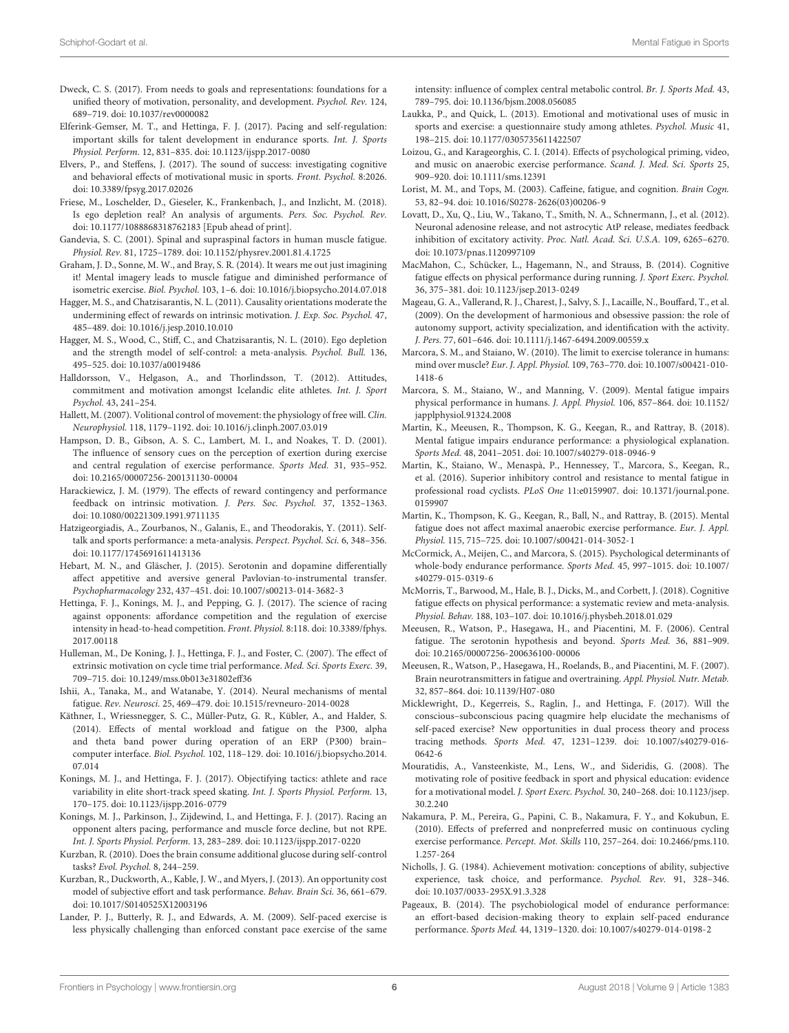Dweck, C. S. (2017). From needs to goals and representations: foundations for a unified theory of motivation, personality, and development. *Psychol. Rev.* 124, 689–719. doi: 10.1037/rev0000082

Elferink-Gemser, M. T., and Hettinga, F. J. (2017). Pacing and self-regulation: important skills for talent development in endurance sports. *Int. J. Sports Physiol. Perform.* 12, 831–835. doi: 10.1123/ijspp.2017-0080

Elvers, P., and Steffens, J. (2017). The sound of success: investigating cognitive and behavioral effects of motivational music in sports. *Front. Psychol.* 8:2026. doi: 10.3389/fpsyg.2017.02026

Friese, M., Loschelder, D., Gieseler, K., Frankenbach, J., and Inzlicht, M. (2018). Is ego depletion real? An analysis of arguments. *Pers. Soc. Psychol. Rev.* doi: 10.1177/1088868318762183 [Epub ahead of print].

Gandevia, S. C. (2001). Spinal and supraspinal factors in human muscle fatigue. *Physiol. Rev.* 81, 1725–1789. doi: 10.1152/physrev.2001.81.4.1725

Graham, J. D., Sonne, M. W., and Bray, S. R. (2014). It wears me out just imagining it! Mental imagery leads to muscle fatigue and diminished performance of isometric exercise. *Biol. Psychol.* 103, 1–6. doi: 10.1016/j.biopsycho.2014.07.018

Hagger, M. S., and Chatzisarantis, N. L. (2011). Causality orientations moderate the undermining effect of rewards on intrinsic motivation. *J. Exp. Soc. Psychol.* 47, 485–489. doi: 10.1016/j.jesp.2010.10.010

Hagger, M. S., Wood, C., Stiff, C., and Chatzisarantis, N. L. (2010). Ego depletion and the strength model of self-control: a meta-analysis. *Psychol. Bull.* 136, 495–525. doi: 10.1037/a0019486

Halldorsson, V., Helgason, A., and Thorlindsson, T. (2012). Attitudes, commitment and motivation amongst Icelandic elite athletes. *Int. J. Sport Psychol.* 43, 241–254.

Hallett, M. (2007). Volitional control of movement: the physiology of free will. *Clin. Neurophysiol.* 118, 1179–1192. doi: 10.1016/j.clinph.2007.03.019

Hampson, D. B., Gibson, A. S. C., Lambert, M. I., and Noakes, T. D. (2001). The influence of sensory cues on the perception of exertion during exercise and central regulation of exercise performance. *Sports Med.* 31, 935–952. doi: 10.2165/00007256-200131130-00004

Harackiewicz, J. M. (1979). The effects of reward contingency and performance feedback on intrinsic motivation. *J. Pers. Soc. Psychol.* 37, 1352–1363. doi: 10.1080/00221309.1991.9711135

Hatzigeorgiadis, A., Zourbanos, N., Galanis, E., and Theodorakis, Y. (2011). Self-talk and sports performance: a meta-analysis. *Perspect. Psychol. Sci.* 6, 348–356. doi: 10.1177/1745691611413136

Hebart, M. N., and Gläscher, J. (2015). Serotonin and dopamine differentially affect appetitive and aversive general Pavlovian-to-instrumental transfer. *Psychopharmacology* 232, 437–451. doi: 10.1007/s00213-014-3682-3

Hettinga, F. J., Konings, M. J., and Pepping, G. J. (2017). The science of racing against opponents: affordance competition and the regulation of exercise intensity in head-to-head competition. *Front. Physiol.* 8:118. doi: 10.3389/fphys.2017.00118

Hulleman, M., De Koning, J. J., Hettinga, F. J., and Foster, C. (2007). The effect of extrinsic motivation on cycle time trial performance. *Med. Sci. Sports Exerc.* 39, 709–715. doi: 10.1249/mss.0b013e31802eff36

Ishii, A., Tanaka, M., and Watanabe, Y. (2014). Neural mechanisms of mental fatigue. *Rev. Neurosci.* 25, 469–479. doi: 10.1515/revneuro-2014-0028

Käthner, I., Wriessnegger, S. C., Müller-Putz, G. R., Kübler, A., and Halder, S. (2014). Effects of mental workload and fatigue on the P300, alpha and theta band power during operation of an ERP (P300) brain–computer interface. *Biol. Psychol.* 102, 118–129. doi: 10.1016/j.biopsycho.2014.07.014

Konings, M. J., and Hettinga, F. J. (2017). Objectifying tactics: athlete and race variability in elite short-track speed skating. *Int. J. Sports Physiol. Perform.* 13, 170–175. doi: 10.1123/ijspp.2016-0779

Konings, M. J., Parkinson, J., Zijdewind, I., and Hettinga, F. J. (2017). Racing an opponent alters pacing, performance and muscle force decline, but not RPE. *Int. J. Sports Physiol. Perform.* 13, 283–289. doi: 10.1123/ijspp.2017-0220

Kurzban, R. (2010). Does the brain consume additional glucose during self-control tasks? *Evol. Psychol.* 8, 244–259.

Kurzban, R., Duckworth, A., Kable, J. W., and Myers, J. (2013). An opportunity cost model of subjective effort and task performance. *Behav. Brain Sci.* 36, 661–679. doi: 10.1017/S0140525X12003196

Lander, P. J., Butterly, R. J., and Edwards, A. M. (2009). Self-paced exercise is less physically challenging than enforced constant pace exercise of the same intensity: influence of complex central metabolic control. *Br. J. Sports Med.* 43, 789–795. doi: 10.1136/bjsm.2008.056085

Laukka, P., and Quick, L. (2013). Emotional and motivational uses of music in sports and exercise: a questionnaire study among athletes. *Psychol. Music* 41, 198–215. doi: 10.1177/0305735611422507

Loizou, G., and Karageorghis, C. I. (2014). Effects of psychological priming, video, and music on anaerobic exercise performance. *Scand. J. Med. Sci. Sports* 25, 909–920. doi: 10.1111/sms.12391

Lorist, M. M., and Tops, M. (2003). Caffeine, fatigue, and cognition. *Brain Cogn.* 53, 82–94. doi: 10.1016/S0278-2626(03)00206-9

Lovatt, D., Xu, Q., Liu, W., Takano, T., Smith, N. A., Schnermann, J., et al. (2012). Neuronal adenosine release, and not astrocytic AtP release, mediates feedback inhibition of excitatory activity. *Proc. Natl. Acad. Sci. U.S.A.* 109, 6265–6270. doi: 10.1073/pnas.1120997109

MacMahon, C., Schücker, L., Hagemann, N., and Strauss, B. (2014). Cognitive fatigue effects on physical performance during running. *J. Sport Exerc. Psychol.* 36, 375–381. doi: 10.1123/jsep.2013-0249

Mageau, G. A., Vallerand, R. J., Charest, J., Salvy, S. J., Lacaille, N., Bouffard, T., et al. (2009). On the development of harmonious and obsessive passion: the role of autonomy support, activity specialization, and identification with the activity. *J. Pers.* 77, 601–646. doi: 10.1111/j.1467-6494.2009.00559.x

Marcora, S. M., and Staiano, W. (2010). The limit to exercise tolerance in humans: mind over muscle? *Eur. J. Appl. Physiol.* 109, 763–770. doi: 10.1007/s00421-010-1418-6

Marcora, S. M., Staiano, W., and Manning, V. (2009). Mental fatigue impairs physical performance in humans. *J. Appl. Physiol.* 106, 857–864. doi: 10.1152/japplphysiol.91324.2008

Martin, K., Meeusen, R., Thompson, K. G., Keegan, R., and Rattray, B. (2018). Mental fatigue impairs endurance performance: a physiological explanation. *Sports Med.* 48, 2041–2051. doi: 10.1007/s40279-018-0946-9

Martin, K., Staiano, W., Menaspà, P., Hennessey, T., Marcora, S., Keegan, R., et al. (2016). Superior inhibitory control and resistance to mental fatigue in professional road cyclists. *PLoS One* 11:e0159907. doi: 10.1371/journal.pone.0159907

Martin, K., Thompson, K. G., Keegan, R., Ball, N., and Rattray, B. (2015). Mental fatigue does not affect maximal anaerobic exercise performance. *Eur. J. Appl. Physiol.* 115, 715–725. doi: 10.1007/s00421-014-3052-1

McCormick, A., Meijen, C., and Marcora, S. (2015). Psychological determinants of whole-body endurance performance. *Sports Med.* 45, 997–1015. doi: 10.1007/s40279-015-0319-6

McMorris, T., Barwood, M., Hale, B. J., Dicks, M., and Corbett, J. (2018). Cognitive fatigue effects on physical performance: a systematic review and meta-analysis. *Physiol. Behav.* 188, 103–107. doi: 10.1016/j.physbeh.2018.01.029

Meeusen, R., Watson, P., Hasegawa, H., and Piacentini, M. F. (2006). Central fatigue. The serotonin hypothesis and beyond. *Sports Med.* 36, 881–909. doi: 10.2165/00007256-200636100-00006

Meeusen, R., Watson, P., Hasegawa, H., Roelands, B., and Piacentini, M. F. (2007). Brain neurotransmitters in fatigue and overtraining. *Appl. Physiol. Nutr. Metab.* 32, 857–864. doi: 10.1139/H07-080

Micklewright, D., Kegerreis, S., Raglin, J., and Hettinga, F. (2017). Will the conscious–subconscious pacing quagmire help elucidate the mechanisms of self-paced exercise? New opportunities in dual process theory and process tracing methods. *Sports Med.* 47, 1231–1239. doi: 10.1007/s40279-016-0642-6

Mouratidis, A., Vansteenkiste, M., Lens, W., and Sideridis, G. (2008). The motivating role of positive feedback in sport and physical education: evidence for a motivational model. *J. Sport Exerc. Psychol.* 30, 240–268. doi: 10.1123/jsep.30.2.240

Nakamura, P. M., Pereira, G., Papini, C. B., Nakamura, F. Y., and Kokubun, E. (2010). Effects of preferred and nonpreferred music on continuous cycling exercise performance. *Percept. Mot. Skills* 110, 257–264. doi: 10.2466/pms.110.1.257-264

Nicholls, J. G. (1984). Achievement motivation: conceptions of ability, subjective experience, task choice, and performance. *Psychol. Rev.* 91, 328–346. doi: 10.1037/0033-295X.91.3.328

Pageaux, B. (2014). The psychobiological model of endurance performance: an effort-based decision-making theory to explain self-paced endurance performance. *Sports Med.* 44, 1319–1320. doi: 10.1007/s40279-014-0198-2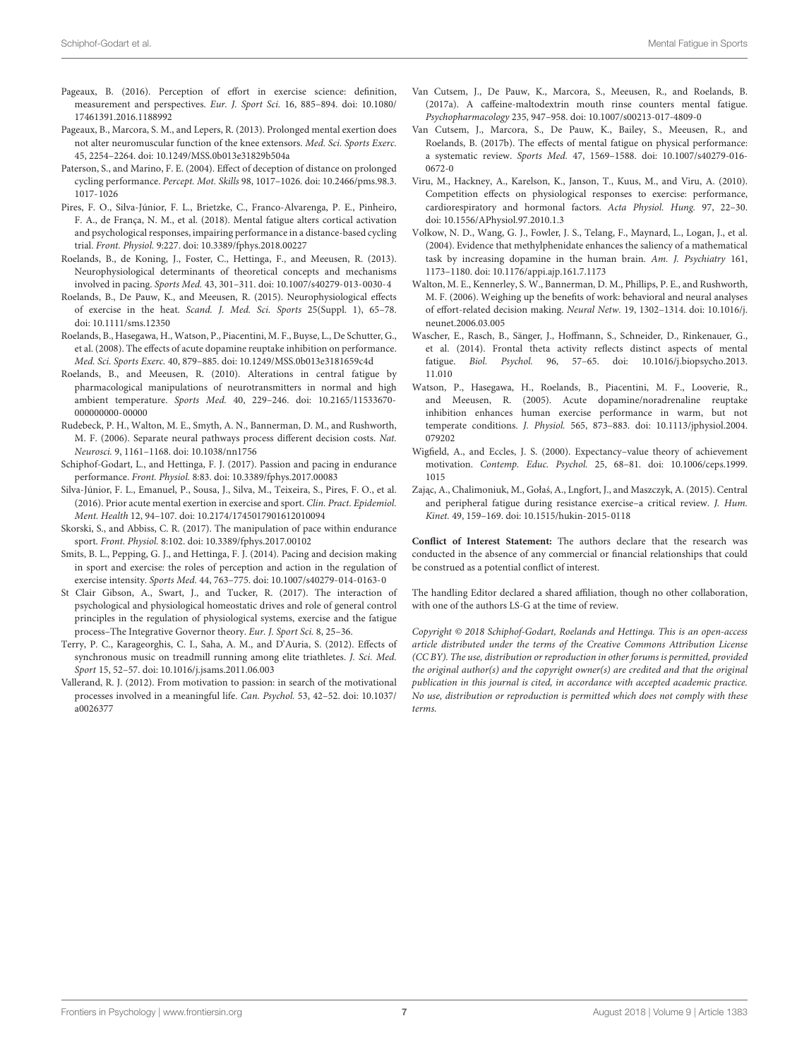Pageaux, B. (2016). Perception of effort in exercise science: definition, measurement and perspectives. *Eur. J. Sport Sci.* 16, 885–894. doi: 10.1080/17461391.2016.1188992

Pageaux, B., Marcora, S. M., and Lepers, R. (2013). Prolonged mental exertion does not alter neuromuscular function of the knee extensors. *Med. Sci. Sports Exerc.* 45, 2254–2264. doi: 10.1249/MSS.0b013e31829b504a

Paterson, S., and Marino, F. E. (2004). Effect of deception of distance on prolonged cycling performance. *Percept. Mot. Skills* 98, 1017–1026. doi: 10.2466/pms.98.3.1017-1026

Pires, F. O., Silva-Júnior, F. L., Brietzke, C., Franco-Alvarenga, P. E., Pinheiro, F. A., de França, N. M., et al. (2018). Mental fatigue alters cortical activation and psychological responses, impairing performance in a distance-based cycling trial. *Front. Physiol.* 9:227. doi: 10.3389/fphys.2018.00227

Roelands, B., de Koning, J., Foster, C., Hettinga, F., and Meeusen, R. (2013). Neurophysiological determinants of theoretical concepts and mechanisms involved in pacing. *Sports Med.* 43, 301–311. doi: 10.1007/s40279-013-0030-4

Roelands, B., De Pauw, K., and Meeusen, R. (2015). Neurophysiological effects of exercise in the heat. *Scand. J. Med. Sci. Sports* 25(Suppl. 1), 65–78. doi: 10.1111/sms.12350

Roelands, B., Hasegawa, H., Watson, P., Piacentini, M. F., Buyse, L., De Schutter, G., et al. (2008). The effects of acute dopamine reuptake inhibition on performance. *Med. Sci. Sports Exerc.* 40, 879–885. doi: 10.1249/MSS.0b013e3181659c4d

Roelands, B., and Meeusen, R. (2010). Alterations in central fatigue by pharmacological manipulations of neurotransmitters in normal and high ambient temperature. *Sports Med.* 40, 229–246. doi: 10.2165/11533670-000000000-00000

Rudebeck, P. H., Walton, M. E., Smyth, A. N., Bannerman, D. M., and Rushworth, M. F. (2006). Separate neural pathways process different decision costs. *Nat. Neurosci.* 9, 1161–1168. doi: 10.1038/nn1756

Schiphof-Godart, L., and Hettinga, F. J. (2017). Passion and pacing in endurance performance. *Front. Physiol.* 8:83. doi: 10.3389/fphys.2017.00083

Silva-Júnior, F. L., Emanuel, P., Sousa, J., Silva, M., Teixeira, S., Pires, F. O., et al. (2016). Prior acute mental exertion in exercise and sport. *Clin. Pract. Epidemiol. Ment. Health* 12, 94–107. doi: 10.2174/1745017901612010094

Skorski, S., and Abbiss, C. R. (2017). The manipulation of pace within endurance sport. *Front. Physiol.* 8:102. doi: 10.3389/fphys.2017.00102

Smits, B. L., Pepping, G. J., and Hettinga, F. J. (2014). Pacing and decision making in sport and exercise: the roles of perception and action in the regulation of exercise intensity. *Sports Med.* 44, 763–775. doi: 10.1007/s40279-014-0163-0

St Clair Gibson, A., Swart, J., and Tucker, R. (2017). The interaction of psychological and physiological homeostatic drives and role of general control principles in the regulation of physiological systems, exercise and the fatigue process–The Integrative Governor theory. *Eur. J. Sport Sci.* 8, 25–36.

Terry, P. C., Karageorghis, C. I., Saha, A. M., and D'Auria, S. (2012). Effects of synchronous music on treadmill running among elite triathletes. *J. Sci. Med. Sport* 15, 52–57. doi: 10.1016/j.jsams.2011.06.003

Vallerand, R. J. (2012). From motivation to passion: in search of the motivational processes involved in a meaningful life. *Can. Psychol.* 53, 42–52. doi: 10.1037/a0026377

Van Cutsem, J., De Pauw, K., Marcora, S., Meeusen, R., and Roelands, B. (2017a). A caffeine-maltodextrin mouth rinse counters mental fatigue. *Psychopharmacology* 235, 947–958. doi: 10.1007/s00213-017-4809-0

Van Cutsem, J., Marcora, S., De Pauw, K., Bailey, S., Meeusen, R., and Roelands, B. (2017b). The effects of mental fatigue on physical performance: a systematic review. *Sports Med.* 47, 1569–1588. doi: 10.1007/s40279-016-0672-0

Viru, M., Hackney, A., Karelson, K., Janson, T., Kuus, M., and Viru, A. (2010). Competition effects on physiological responses to exercise: performance, cardiorespiratory and hormonal factors. *Acta Physiol. Hung.* 97, 22–30. doi: 10.1556/APhysiol.97.2010.1.3

Volkow, N. D., Wang, G. J., Fowler, J. S., Telang, F., Maynard, L., Logan, J., et al. (2004). Evidence that methylphenidate enhances the saliency of a mathematical task by increasing dopamine in the human brain. *Am. J. Psychiatry* 161, 1173–1180. doi: 10.1176/appi.ajp.161.7.1173

Walton, M. E., Kennerley, S. W., Bannerman, D. M., Phillips, P. E., and Rushworth, M. F. (2006). Weighing up the benefits of work: behavioral and neural analyses of effort-related decision making. *Neural Netw.* 19, 1302–1314. doi: 10.1016/j.neunet.2006.03.005

Wascher, E., Rasch, B., Sänger, J., Hoffmann, S., Schneider, D., Rinkenauer, G., et al. (2014). Frontal theta activity reflects distinct aspects of mental fatigue. *Biol. Psychol.* 96, 57–65. doi: 10.1016/j.biopsycho.2013.11.010

Watson, P., Hasegawa, H., Roelands, B., Piacentini, M. F., Looverie, R., and Meeusen, R. (2005). Acute dopamine/noradrenaline reuptake inhibition enhances human exercise performance in warm, but not temperate conditions. *J. Physiol.* 565, 873–883. doi: 10.1113/jphysiol.2004.079202

Wigfield, A., and Eccles, J. S. (2000). Expectancy–value theory of achievement motivation. *Contemp. Educ. Psychol.* 25, 68–81. doi: 10.1006/ceps.1999.1015

Zając, A., Chalimoniuk, M., Gołaś, A., Lngfort, J., and Maszczyk, A. (2015). Central and peripheral fatigue during resistance exercise–a critical review. *J. Hum. Kinet.* 49, 159–169. doi: 10.1515/hukin-2015-0118

**Conflict of Interest Statement:** The authors declare that the research was conducted in the absence of any commercial or financial relationships that could be construed as a potential conflict of interest.

The handling Editor declared a shared affiliation, though no other collaboration, with one of the authors LS-G at the time of review.

*Copyright © 2018 Schiphof-Godart, Roelands and Hettinga. This is an open-access article distributed under the terms of the Creative Commons Attribution License (CC BY). The use, distribution or reproduction in other forums is permitted, provided the original author(s) and the copyright owner(s) are credited and that the original publication in this journal is cited, in accordance with accepted academic practice. No use, distribution or reproduction is permitted which does not comply with these terms.*